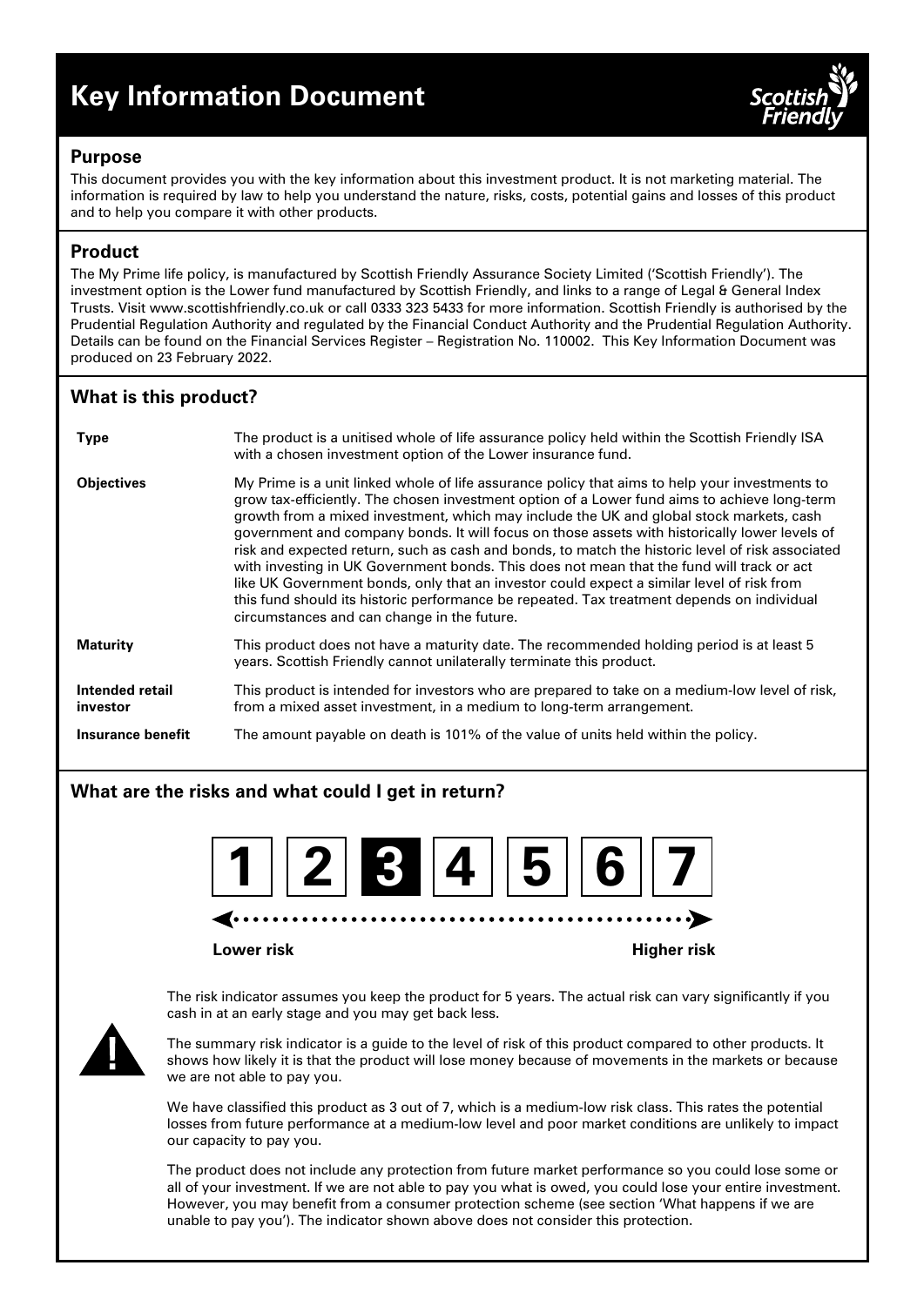# Key Information Document

## Purpose

This document provides you with the key information about this investment product. It is not marketing material. The information is required by law to help you understand the nature, risks, costs, potential gains and losses of this product and to help you compare it with other products.

## Product

The My Prime life policy, is manufactured by Scottish Friendly Assurance Society Limited ('Scottish Friendly'). The investment option is the Lower fund manufactured by Scottish Friendly, and links to a range of Legal & General Index Trusts. Visit www.scottishfriendly.co.uk or call 0333 323 5433 for more information. Scottish Friendly is authorised by the Prudential Regulation Authority and regulated by the Financial Conduct Authority and the Prudential Regulation Authority. Details can be found on the Financial Services Register – Registration No. 110002. This Key Information Document was produced on 23 February 2022.

## What is this product?

| | |
|---|---|
| **Type** | The product is a unitised whole of life assurance policy held within the Scottish Friendly ISA with a chosen investment option of the Lower insurance fund. |
| **Objectives** | My Prime is a unit linked whole of life assurance policy that aims to help your investments to grow tax-efficiently. The chosen investment option of a Lower fund aims to achieve long-term growth from a mixed investment, which may include the UK and global stock markets, cash government and company bonds. It will focus on those assets with historically lower levels of risk and expected return, such as cash and bonds, to match the historic level of risk associated with investing in UK Government bonds. This does not mean that the fund will track or act like UK Government bonds, only that an investor could expect a similar level of risk from this fund should its historic performance be repeated. Tax treatment depends on individual circumstances and can change in the future. |
| **Maturity** | This product does not have a maturity date. The recommended holding period is at least 5 years. Scottish Friendly cannot unilaterally terminate this product. |
| **Intended retail investor** | This product is intended for investors who are prepared to take on a medium-low level of risk, from a mixed asset investment, in a medium to long-term arrangement. |
| **Insurance benefit** | The amount payable on death is 101% of the value of units held within the policy. |

## What are the risks and what could I get in return?

1 | 2 | **3** | 4 | 5 | 6 | 7

Lower risk ← → Higher risk

The risk indicator assumes you keep the product for 5 years. The actual risk can vary significantly if you cash in at an early stage and you may get back less.

The summary risk indicator is a guide to the level of risk of this product compared to other products. It shows how likely it is that the product will lose money because of movements in the markets or because we are not able to pay you.

We have classified this product as 3 out of 7, which is a medium-low risk class. This rates the potential losses from future performance at a medium-low level and poor market conditions are unlikely to impact our capacity to pay you.

The product does not include any protection from future market performance so you could lose some or all of your investment. If we are not able to pay you what is owed, you could lose your entire investment. However, you may benefit from a consumer protection scheme (see section 'What happens if we are unable to pay you'). The indicator shown above does not consider this protection.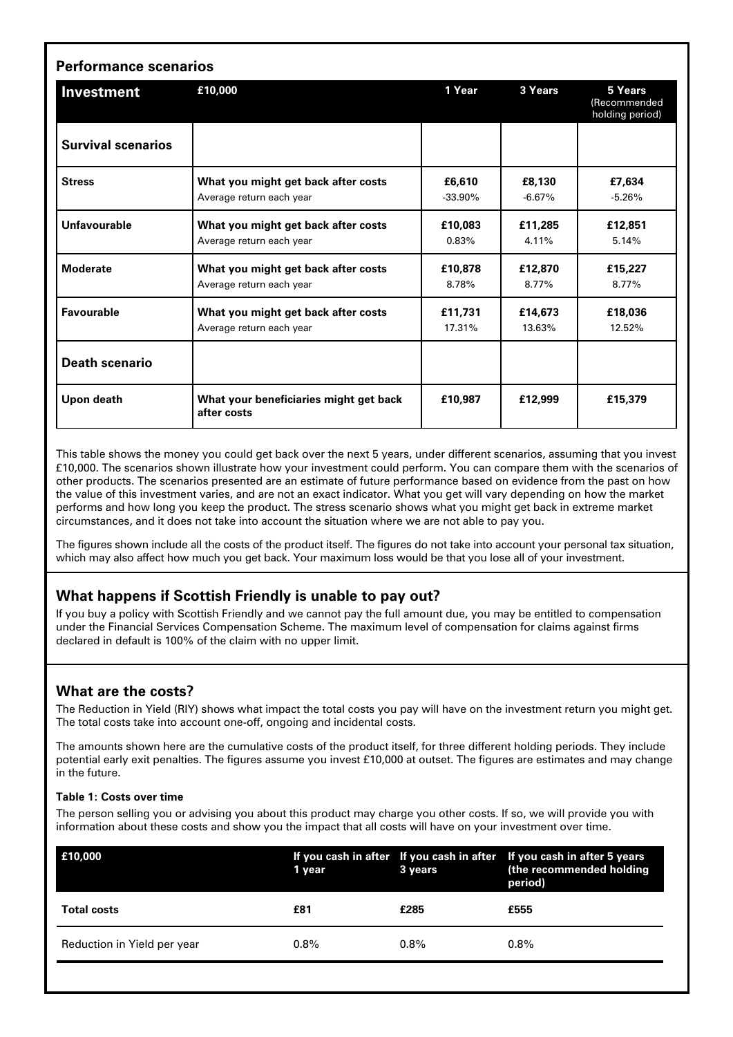## Performance scenarios

| Investment | £10,000 | 1 Year | 3 Years | 5 Years (Recommended holding period) |
|---|---|---|---|---|
| **Survival scenarios** | | | | |
| **Stress** | **What you might get back after costs**<br>Average return each year | **£6,610**<br>-33.90% | **£8,130**<br>-6.67% | **£7,634**<br>-5.26% |
| **Unfavourable** | **What you might get back after costs**<br>Average return each year | **£10,083**<br>0.83% | **£11,285**<br>4.11% | **£12,851**<br>5.14% |
| **Moderate** | **What you might get back after costs**<br>Average return each year | **£10,878**<br>8.78% | **£12,870**<br>8.77% | **£15,227**<br>8.77% |
| **Favourable** | **What you might get back after costs**<br>Average return each year | **£11,731**<br>17.31% | **£14,673**<br>13.63% | **£18,036**<br>12.52% |
| **Death scenario** | | | | |
| **Upon death** | **What your beneficiaries might get back after costs** | **£10,987** | **£12,999** | **£15,379** |

This table shows the money you could get back over the next 5 years, under different scenarios, assuming that you invest £10,000. The scenarios shown illustrate how your investment could perform. You can compare them with the scenarios of other products. The scenarios presented are an estimate of future performance based on evidence from the past on how the value of this investment varies, and are not an exact indicator. What you get will vary depending on how the market performs and how long you keep the product. The stress scenario shows what you might get back in extreme market circumstances, and it does not take into account the situation where we are not able to pay you.

The figures shown include all the costs of the product itself. The figures do not take into account your personal tax situation, which may also affect how much you get back. Your maximum loss would be that you lose all of your investment.

## What happens if Scottish Friendly is unable to pay out?

If you buy a policy with Scottish Friendly and we cannot pay the full amount due, you may be entitled to compensation under the Financial Services Compensation Scheme. The maximum level of compensation for claims against firms declared in default is 100% of the claim with no upper limit.

## What are the costs?

The Reduction in Yield (RIY) shows what impact the total costs you pay will have on the investment return you might get. The total costs take into account one-off, ongoing and incidental costs.

The amounts shown here are the cumulative costs of the product itself, for three different holding periods. They include potential early exit penalties. The figures assume you invest £10,000 at outset. The figures are estimates and may change in the future.

#### Table 1: Costs over time

The person selling you or advising you about this product may charge you other costs. If so, we will provide you with information about these costs and show you the impact that all costs will have on your investment over time.

| £10,000 | If you cash in after 1 year | If you cash in after 3 years | If you cash in after 5 years (the recommended holding period) |
|---|---|---|---|
| **Total costs** | **£81** | **£285** | **£555** |
| Reduction in Yield per year | 0.8% | 0.8% | 0.8% |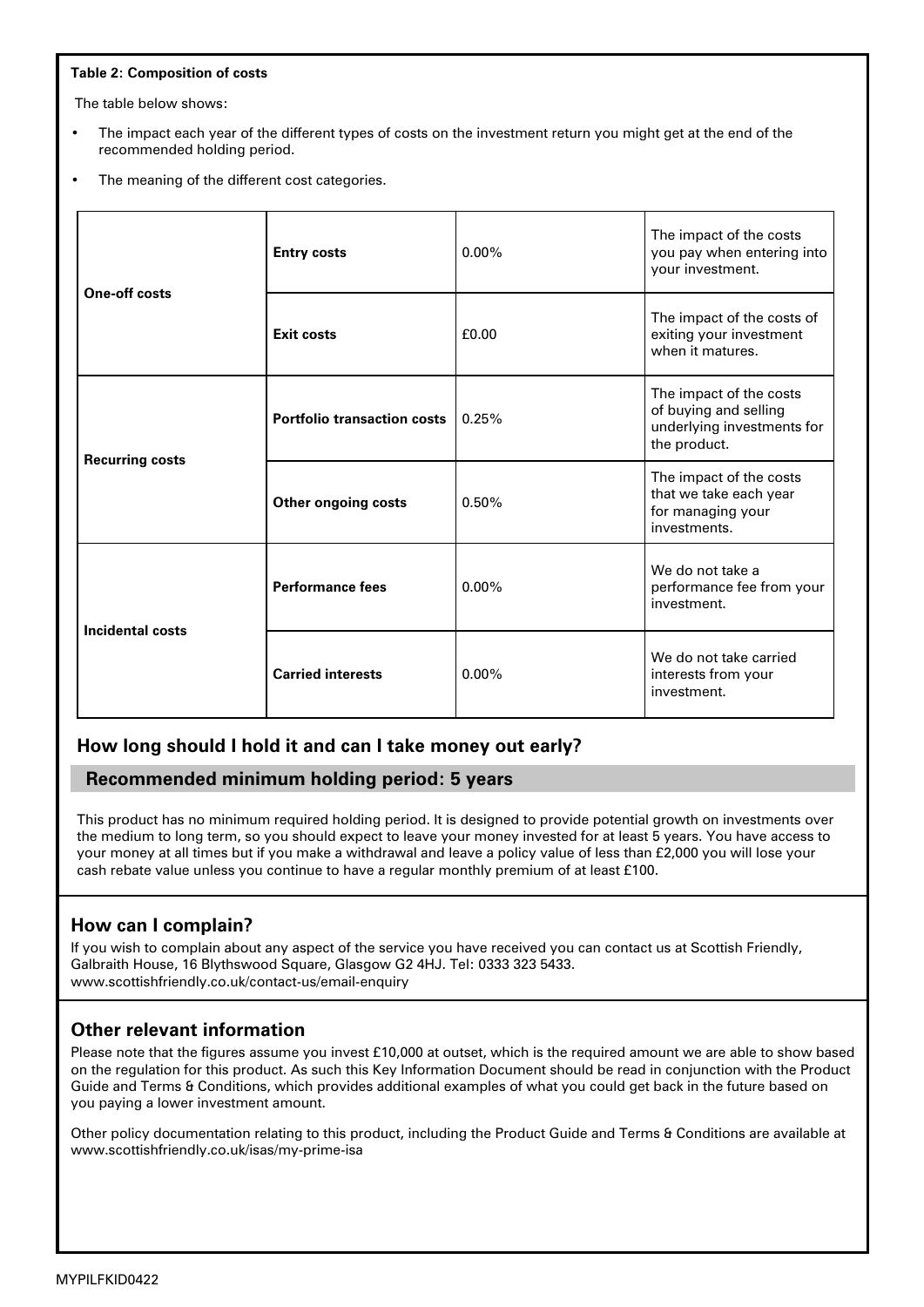**Table 2: Composition of costs**

The table below shows:

- The impact each year of the different types of costs on the investment return you might get at the end of the recommended holding period.
- The meaning of the different cost categories.

| | | | |
|---|---|---|---|
| **One-off costs** | **Entry costs** | 0.00% | The impact of the costs you pay when entering into your investment. |
| | **Exit costs** | £0.00 | The impact of the costs of exiting your investment when it matures. |
| **Recurring costs** | **Portfolio transaction costs** | 0.25% | The impact of the costs of buying and selling underlying investments for the product. |
| | **Other ongoing costs** | 0.50% | The impact of the costs that we take each year for managing your investments. |
| **Incidental costs** | **Performance fees** | 0.00% | We do not take a performance fee from your investment. |
| | **Carried interests** | 0.00% | We do not take carried interests from your investment. |

## How long should I hold it and can I take money out early?

### Recommended minimum holding period: 5 years

This product has no minimum required holding period. It is designed to provide potential growth on investments over the medium to long term, so you should expect to leave your money invested for at least 5 years. You have access to your money at all times but if you make a withdrawal and leave a policy value of less than £2,000 you will lose your cash rebate value unless you continue to have a regular monthly premium of at least £100.

## How can I complain?

If you wish to complain about any aspect of the service you have received you can contact us at Scottish Friendly, Galbraith House, 16 Blythswood Square, Glasgow G2 4HJ. Tel: 0333 323 5433.
www.scottishfriendly.co.uk/contact-us/email-enquiry

## Other relevant information

Please note that the figures assume you invest £10,000 at outset, which is the required amount we are able to show based on the regulation for this product. As such this Key Information Document should be read in conjunction with the Product Guide and Terms & Conditions, which provides additional examples of what you could get back in the future based on you paying a lower investment amount.

Other policy documentation relating to this product, including the Product Guide and Terms & Conditions are available at www.scottishfriendly.co.uk/isas/my-prime-isa

MYPILFKID0422